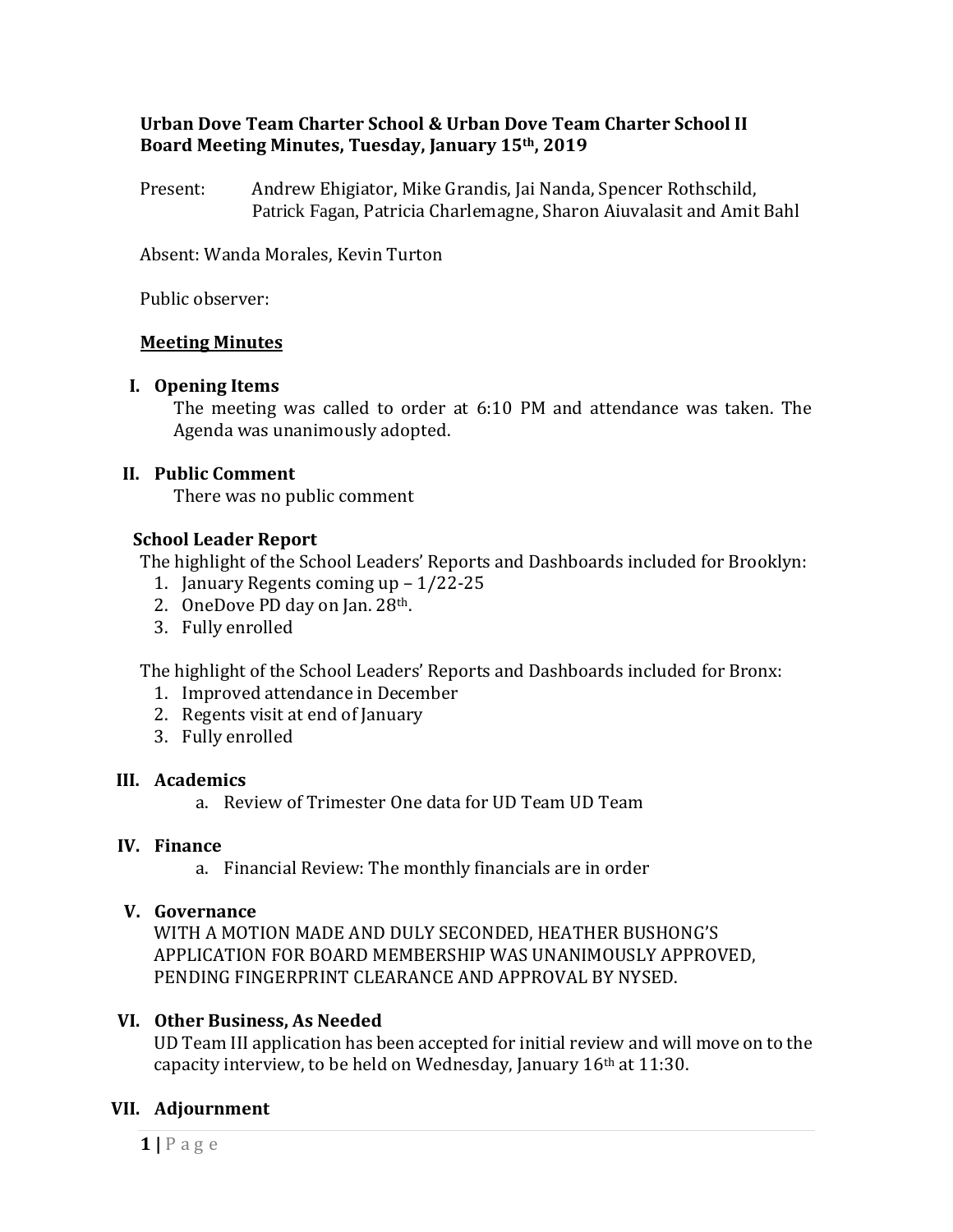**Urban Dove Team Charter School & Urban Dove Team Charter School II**
**Board Meeting Minutes, Tuesday, January 15th, 2019**

Present: Andrew Ehigiator, Mike Grandis, Jai Nanda, Spencer Rothschild, Patrick Fagan, Patricia Charlemagne, Sharon Aiuvalasit and Amit Bahl

Absent: Wanda Morales, Kevin Turton

Public observer:

## Meeting Minutes

### I. Opening Items

The meeting was called to order at 6:10 PM and attendance was taken. The Agenda was unanimously adopted.

### II. Public Comment

There was no public comment

### School Leader Report

The highlight of the School Leaders' Reports and Dashboards included for Brooklyn:

1. January Regents coming up – 1/22-25
2. OneDove PD day on Jan. 28th.
3. Fully enrolled

The highlight of the School Leaders' Reports and Dashboards included for Bronx:

1. Improved attendance in December
2. Regents visit at end of January
3. Fully enrolled

### III. Academics

a. Review of Trimester One data for UD Team UD Team

### IV. Finance

a. Financial Review: The monthly financials are in order

### V. Governance

WITH A MOTION MADE AND DULY SECONDED, HEATHER BUSHONG'S APPLICATION FOR BOARD MEMBERSHIP WAS UNANIMOUSLY APPROVED, PENDING FINGERPRINT CLEARANCE AND APPROVAL BY NYSED.

### VI. Other Business, As Needed

UD Team III application has been accepted for initial review and will move on to the capacity interview, to be held on Wednesday, January 16th at 11:30.

### VII. Adjournment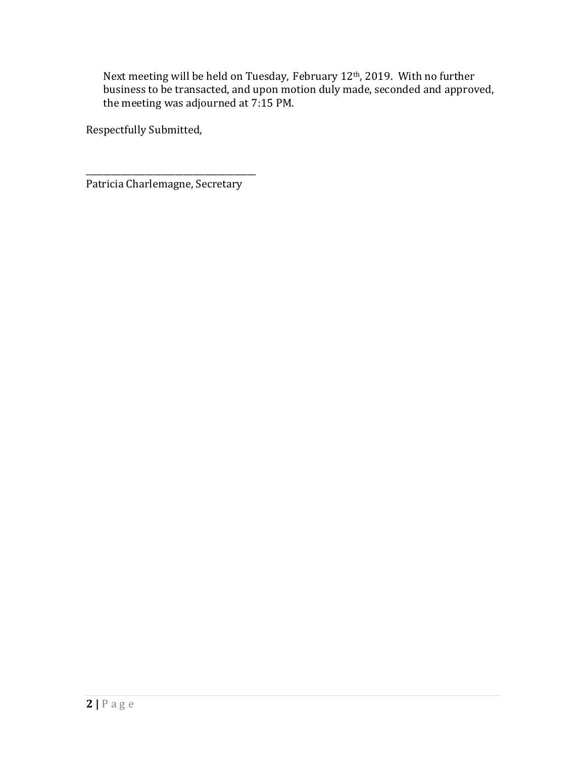Next meeting will be held on Tuesday, February 12th, 2019. With no further business to be transacted, and upon motion duly made, seconded and approved, the meeting was adjourned at 7:15 PM.

Respectfully Submitted,

_______________________________________
Patricia Charlemagne, Secretary